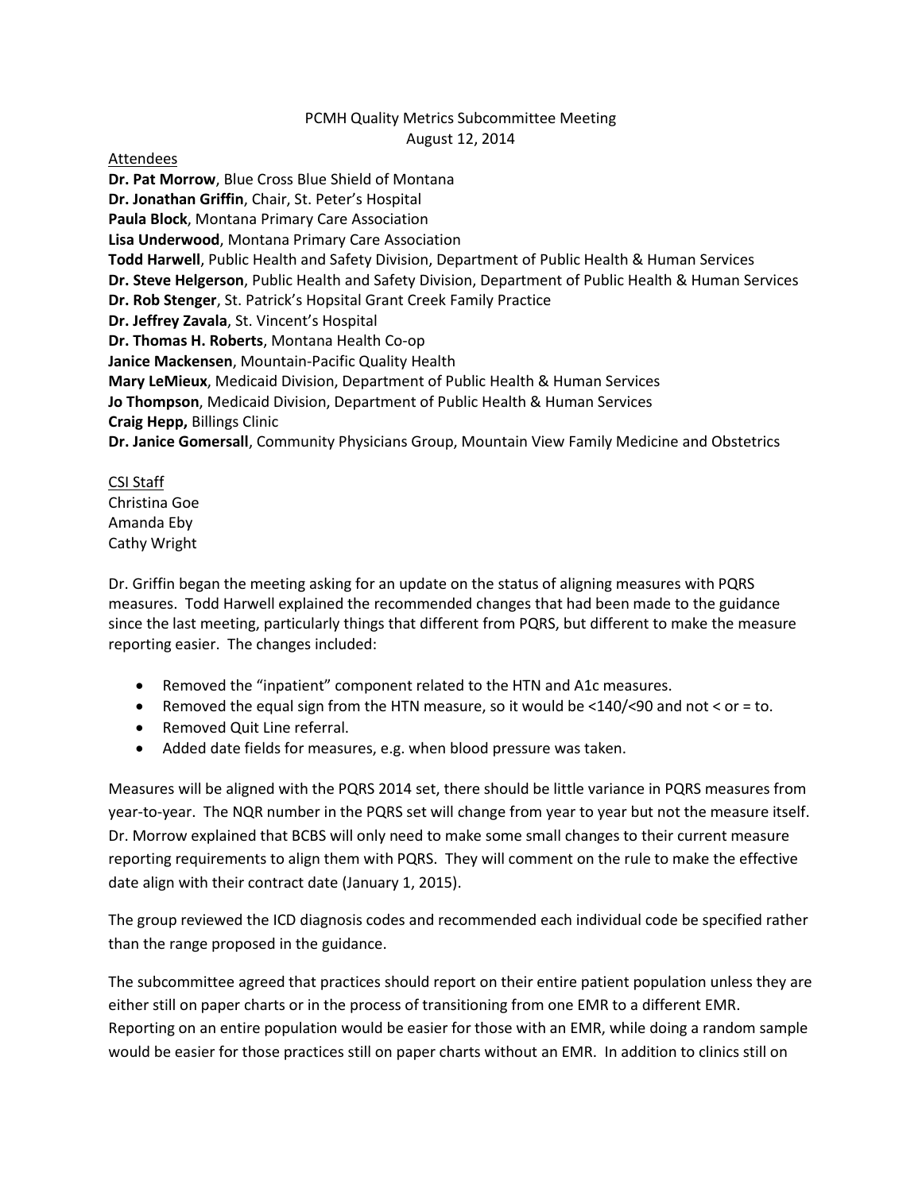PCMH Quality Metrics Subcommittee Meeting
August 12, 2014

Attendees

**Dr. Pat Morrow**, Blue Cross Blue Shield of Montana
**Dr. Jonathan Griffin**, Chair, St. Peter's Hospital
**Paula Block**, Montana Primary Care Association
**Lisa Underwood**, Montana Primary Care Association
**Todd Harwell**, Public Health and Safety Division, Department of Public Health & Human Services
**Dr. Steve Helgerson**, Public Health and Safety Division, Department of Public Health & Human Services
**Dr. Rob Stenger**, St. Patrick's Hopsital Grant Creek Family Practice
**Dr. Jeffrey Zavala**, St. Vincent's Hospital
**Dr. Thomas H. Roberts**, Montana Health Co-op
**Janice Mackensen**, Mountain-Pacific Quality Health
**Mary LeMieux**, Medicaid Division, Department of Public Health & Human Services
**Jo Thompson**, Medicaid Division, Department of Public Health & Human Services
**Craig Hepp,** Billings Clinic
**Dr. Janice Gomersall**, Community Physicians Group, Mountain View Family Medicine and Obstetrics

CSI Staff
Christina Goe
Amanda Eby
Cathy Wright

Dr. Griffin began the meeting asking for an update on the status of aligning measures with PQRS measures. Todd Harwell explained the recommended changes that had been made to the guidance since the last meeting, particularly things that different from PQRS, but different to make the measure reporting easier. The changes included:

- Removed the "inpatient" component related to the HTN and A1c measures.
- Removed the equal sign from the HTN measure, so it would be <140/<90 and not < or = to.
- Removed Quit Line referral.
- Added date fields for measures, e.g. when blood pressure was taken.

Measures will be aligned with the PQRS 2014 set, there should be little variance in PQRS measures from year-to-year. The NQR number in the PQRS set will change from year to year but not the measure itself. Dr. Morrow explained that BCBS will only need to make some small changes to their current measure reporting requirements to align them with PQRS. They will comment on the rule to make the effective date align with their contract date (January 1, 2015).

The group reviewed the ICD diagnosis codes and recommended each individual code be specified rather than the range proposed in the guidance.

The subcommittee agreed that practices should report on their entire patient population unless they are either still on paper charts or in the process of transitioning from one EMR to a different EMR. Reporting on an entire population would be easier for those with an EMR, while doing a random sample would be easier for those practices still on paper charts without an EMR. In addition to clinics still on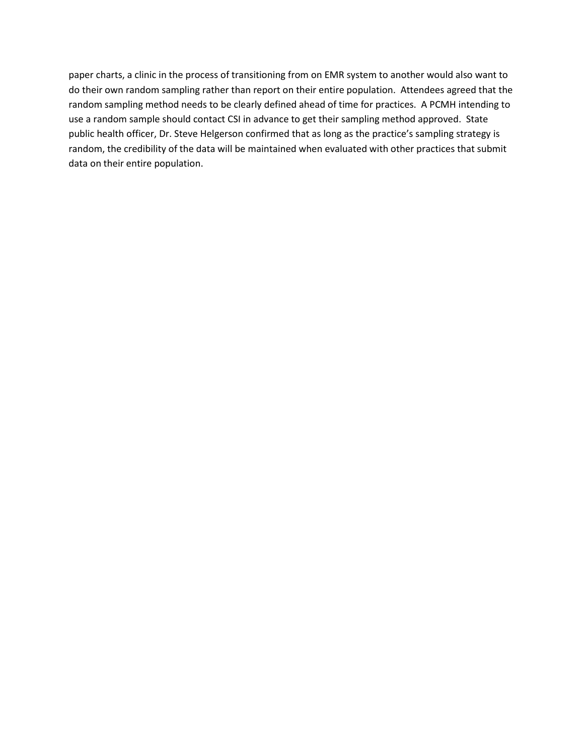paper charts, a clinic in the process of transitioning from on EMR system to another would also want to do their own random sampling rather than report on their entire population. Attendees agreed that the random sampling method needs to be clearly defined ahead of time for practices. A PCMH intending to use a random sample should contact CSI in advance to get their sampling method approved. State public health officer, Dr. Steve Helgerson confirmed that as long as the practice's sampling strategy is random, the credibility of the data will be maintained when evaluated with other practices that submit data on their entire population.